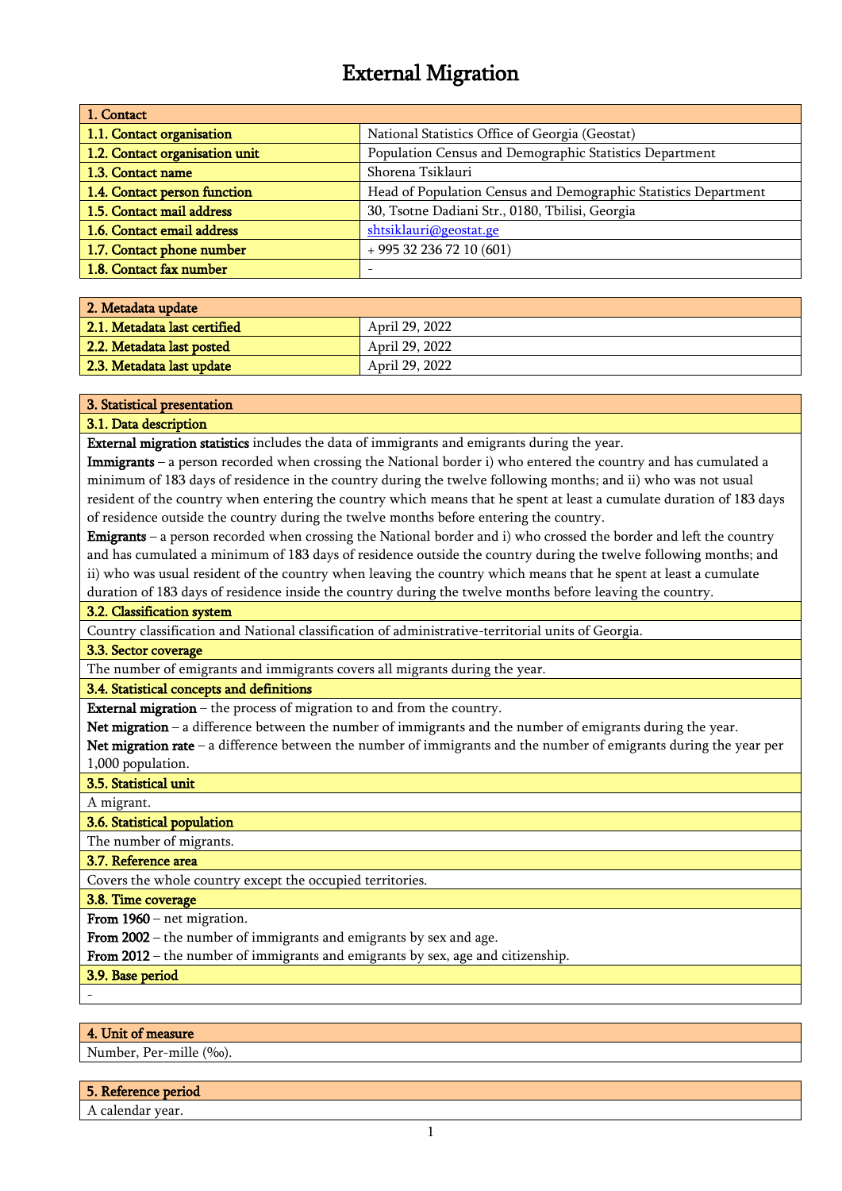# External Migration

| 1. Contact | |
|---|---|
| **1.1. Contact organisation** | National Statistics Office of Georgia (Geostat) |
| **1.2. Contact organisation unit** | Population Census and Demographic Statistics Department |
| **1.3. Contact name** | Shorena Tsiklauri |
| **1.4. Contact person function** | Head of Population Census and Demographic Statistics Department |
| **1.5. Contact mail address** | 30, Tsotne Dadiani Str., 0180, Tbilisi, Georgia |
| **1.6. Contact email address** | shtsiklauri@geostat.ge |
| **1.7. Contact phone number** | + 995 32 236 72 10 (601) |
| **1.8. Contact fax number** | - |

| 2. Metadata update | |
|---|---|
| **2.1. Metadata last certified** | April 29, 2022 |
| **2.2. Metadata last posted** | April 29, 2022 |
| **2.3. Metadata last update** | April 29, 2022 |

## 3. Statistical presentation

### 3.1. Data description

**External migration statistics** includes the data of immigrants and emigrants during the year.

**Immigrants** – a person recorded when crossing the National border i) who entered the country and has cumulated a minimum of 183 days of residence in the country during the twelve following months; and ii) who was not usual resident of the country when entering the country which means that he spent at least a cumulate duration of 183 days of residence outside the country during the twelve months before entering the country.

**Emigrants** – a person recorded when crossing the National border and i) who crossed the border and left the country and has cumulated a minimum of 183 days of residence outside the country during the twelve following months; and ii) who was usual resident of the country when leaving the country which means that he spent at least a cumulate duration of 183 days of residence inside the country during the twelve months before leaving the country.

### 3.2. Classification system

Country classification and National classification of administrative-territorial units of Georgia.

### 3.3. Sector coverage

The number of emigrants and immigrants covers all migrants during the year.

### 3.4. Statistical concepts and definitions

**External migration** – the process of migration to and from the country.

**Net migration** – a difference between the number of immigrants and the number of emigrants during the year.

**Net migration rate** – a difference between the number of immigrants and the number of emigrants during the year per 1,000 population.

### 3.5. Statistical unit

A migrant.

### 3.6. Statistical population

The number of migrants.

### 3.7. Reference area

Covers the whole country except the occupied territories.

### 3.8. Time coverage

**From 1960** – net migration.

**From 2002** – the number of immigrants and emigrants by sex and age.

**From 2012** – the number of immigrants and emigrants by sex, age and citizenship.

### 3.9. Base period

-

## 4. Unit of measure

Number, Per-mille (‰).

## 5. Reference period

A calendar year.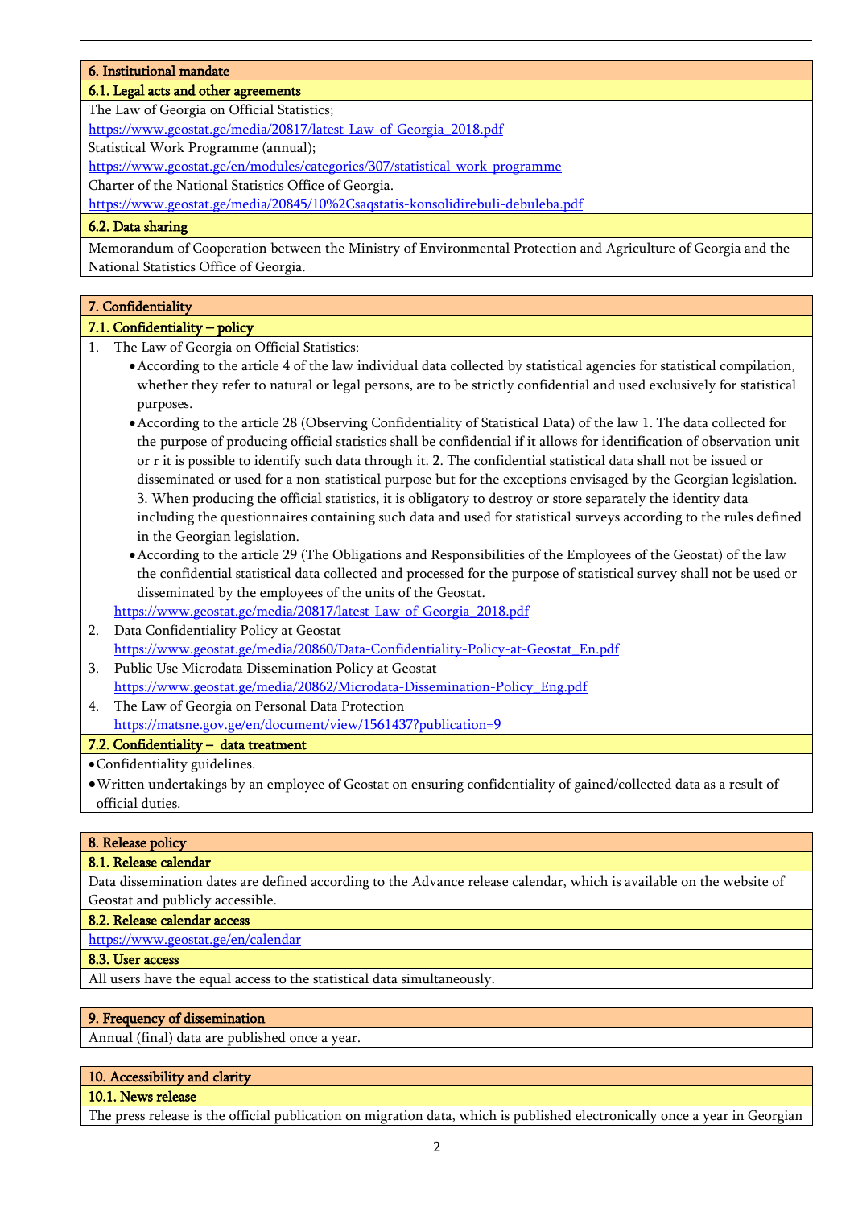## 6. Institutional mandate

### 6.1. Legal acts and other agreements

The Law of Georgia on Official Statistics;
https://www.geostat.ge/media/20817/latest-Law-of-Georgia_2018.pdf
Statistical Work Programme (annual);
https://www.geostat.ge/en/modules/categories/307/statistical-work-programme
Charter of the National Statistics Office of Georgia.
https://www.geostat.ge/media/20845/10%2Csaqstatis-konsolidirebuli-debuleba.pdf

### 6.2. Data sharing

Memorandum of Cooperation between the Ministry of Environmental Protection and Agriculture of Georgia and the National Statistics Office of Georgia.

## 7. Confidentiality

### 7.1. Confidentiality – policy

1. The Law of Georgia on Official Statistics:
   - According to the article 4 of the law individual data collected by statistical agencies for statistical compilation, whether they refer to natural or legal persons, are to be strictly confidential and used exclusively for statistical purposes.
   - According to the article 28 (Observing Confidentiality of Statistical Data) of the law 1. The data collected for the purpose of producing official statistics shall be confidential if it allows for identification of observation unit or r it is possible to identify such data through it. 2. The confidential statistical data shall not be issued or disseminated or used for a non-statistical purpose but for the exceptions envisaged by the Georgian legislation. 3. When producing the official statistics, it is obligatory to destroy or store separately the identity data including the questionnaires containing such data and used for statistical surveys according to the rules defined in the Georgian legislation.
   - According to the article 29 (The Obligations and Responsibilities of the Employees of the Geostat) of the law the confidential statistical data collected and processed for the purpose of statistical survey shall not be used or disseminated by the employees of the units of the Geostat.

   https://www.geostat.ge/media/20817/latest-Law-of-Georgia_2018.pdf
2. Data Confidentiality Policy at Geostat
   https://www.geostat.ge/media/20860/Data-Confidentiality-Policy-at-Geostat_En.pdf
3. Public Use Microdata Dissemination Policy at Geostat
   https://www.geostat.ge/media/20862/Microdata-Dissemination-Policy_Eng.pdf
4. The Law of Georgia on Personal Data Protection
   https://matsne.gov.ge/en/document/view/1561437?publication=9

### 7.2. Confidentiality – data treatment

- Confidentiality guidelines.
- Written undertakings by an employee of Geostat on ensuring confidentiality of gained/collected data as a result of official duties.

## 8. Release policy

### 8.1. Release calendar

Data dissemination dates are defined according to the Advance release calendar, which is available on the website of Geostat and publicly accessible.

### 8.2. Release calendar access

https://www.geostat.ge/en/calendar

### 8.3. User access

All users have the equal access to the statistical data simultaneously.

## 9. Frequency of dissemination

Annual (final) data are published once a year.

## 10. Accessibility and clarity

### 10.1. News release

The press release is the official publication on migration data, which is published electronically once a year in Georgian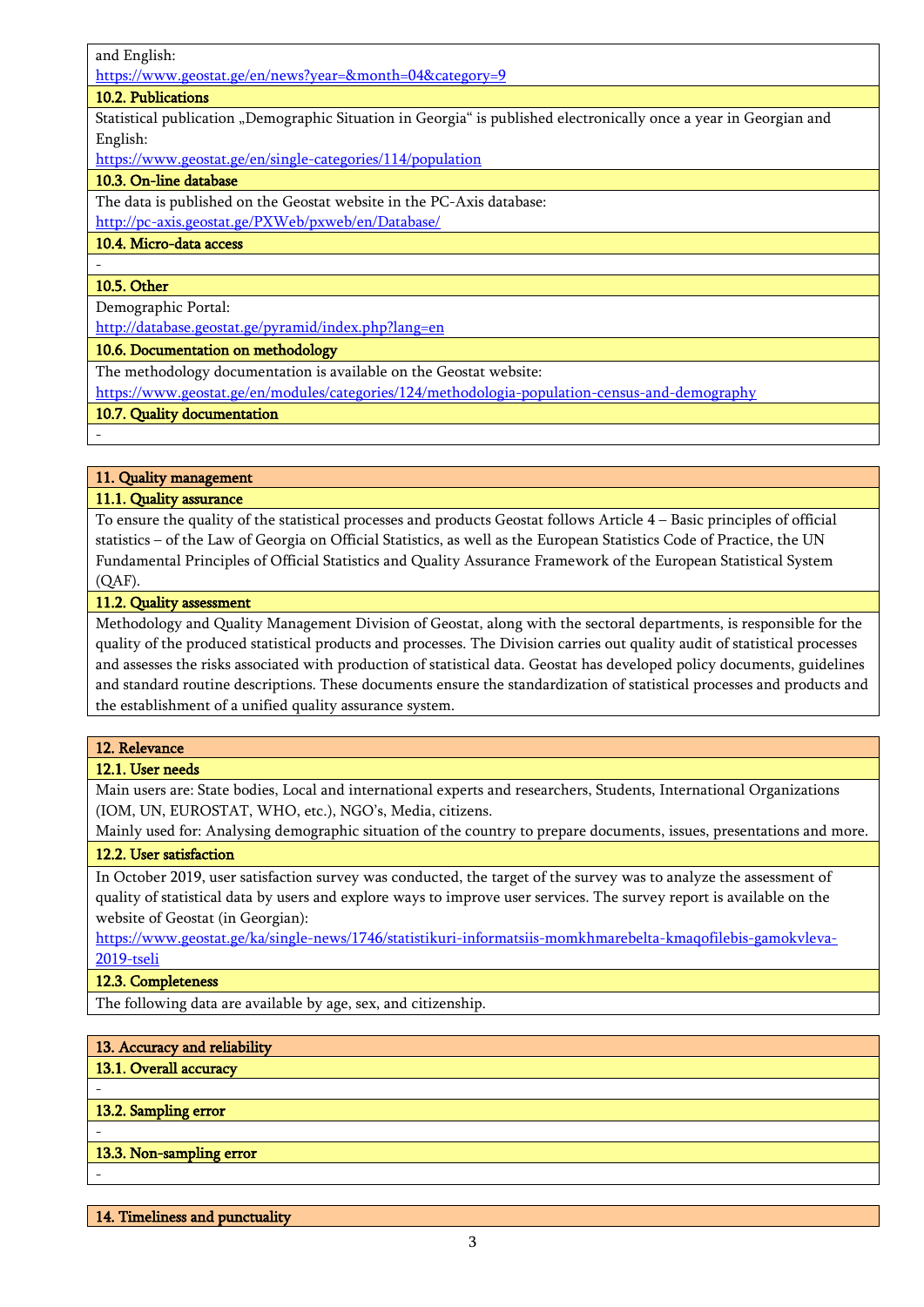and English:
https://www.geostat.ge/en/news?year=&month=04&category=9

### 10.2. Publications

Statistical publication „Demographic Situation in Georgia" is published electronically once a year in Georgian and English:
https://www.geostat.ge/en/single-categories/114/population

### 10.3. On-line database

The data is published on the Geostat website in the PC-Axis database:
http://pc-axis.geostat.ge/PXWeb/pxweb/en/Database/

### 10.4. Micro-data access

-

### 10.5. Other

Demographic Portal:
http://database.geostat.ge/pyramid/index.php?lang=en

### 10.6. Documentation on methodology

The methodology documentation is available on the Geostat website:
https://www.geostat.ge/en/modules/categories/124/methodologia-population-census-and-demography

### 10.7. Quality documentation

-

## 11. Quality management

### 11.1. Quality assurance

To ensure the quality of the statistical processes and products Geostat follows Article 4 – Basic principles of official statistics – of the Law of Georgia on Official Statistics, as well as the European Statistics Code of Practice, the UN Fundamental Principles of Official Statistics and Quality Assurance Framework of the European Statistical System (QAF).

### 11.2. Quality assessment

Methodology and Quality Management Division of Geostat, along with the sectoral departments, is responsible for the quality of the produced statistical products and processes. The Division carries out quality audit of statistical processes and assesses the risks associated with production of statistical data. Geostat has developed policy documents, guidelines and standard routine descriptions. These documents ensure the standardization of statistical processes and products and the establishment of a unified quality assurance system.

## 12. Relevance

### 12.1. User needs

Main users are: State bodies, Local and international experts and researchers, Students, International Organizations (IOM, UN, EUROSTAT, WHO, etc.), NGO's, Media, citizens.
Mainly used for: Analysing demographic situation of the country to prepare documents, issues, presentations and more.

### 12.2. User satisfaction

In October 2019, user satisfaction survey was conducted, the target of the survey was to analyze the assessment of quality of statistical data by users and explore ways to improve user services. The survey report is available on the website of Geostat (in Georgian):
https://www.geostat.ge/ka/single-news/1746/statistikuri-informatsiis-momkhmarebelta-kmaqofilebis-gamokvleva-2019-tseli

### 12.3. Completeness

The following data are available by age, sex, and citizenship.

## 13. Accuracy and reliability

### 13.1. Overall accuracy

-

### 13.2. Sampling error

-

### 13.3. Non-sampling error

-

## 14. Timeliness and punctuality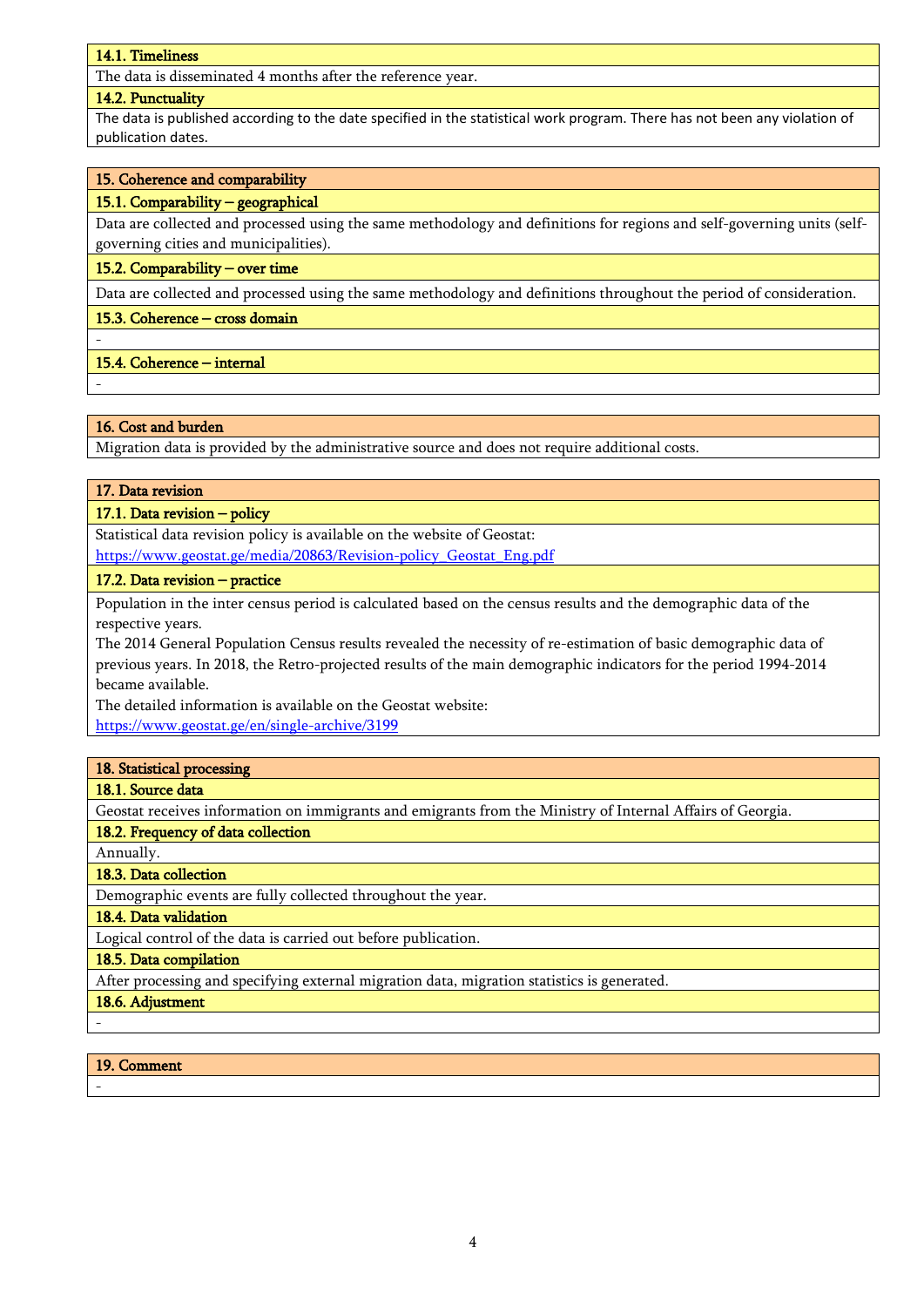### 14.1. Timeliness

The data is disseminated 4 months after the reference year.

### 14.2. Punctuality

The data is published according to the date specified in the statistical work program. There has not been any violation of publication dates.

## 15. Coherence and comparability

### 15.1. Comparability – geographical

Data are collected and processed using the same methodology and definitions for regions and self-governing units (self-governing cities and municipalities).

### 15.2. Comparability – over time

Data are collected and processed using the same methodology and definitions throughout the period of consideration.

### 15.3. Coherence – cross domain

-

### 15.4. Coherence – internal

-

## 16. Cost and burden

Migration data is provided by the administrative source and does not require additional costs.

## 17. Data revision

### 17.1. Data revision – policy

Statistical data revision policy is available on the website of Geostat:
https://www.geostat.ge/media/20863/Revision-policy_Geostat_Eng.pdf

### 17.2. Data revision – practice

Population in the inter census period is calculated based on the census results and the demographic data of the respective years.
The 2014 General Population Census results revealed the necessity of re-estimation of basic demographic data of previous years. In 2018, the Retro-projected results of the main demographic indicators for the period 1994-2014 became available.
The detailed information is available on the Geostat website:
https://www.geostat.ge/en/single-archive/3199

## 18. Statistical processing

### 18.1. Source data

Geostat receives information on immigrants and emigrants from the Ministry of Internal Affairs of Georgia.

### 18.2. Frequency of data collection

Annually.

### 18.3. Data collection

Demographic events are fully collected throughout the year.

### 18.4. Data validation

Logical control of the data is carried out before publication.

### 18.5. Data compilation

After processing and specifying external migration data, migration statistics is generated.

### 18.6. Adjustment

-

## 19. Comment

-